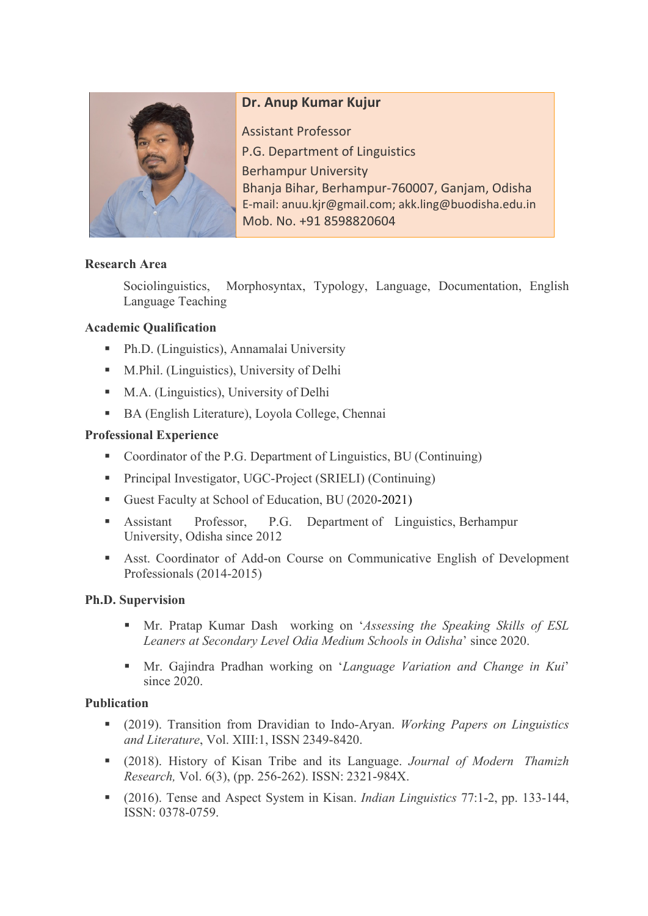**Dr. Anup Kumar Kujur**

Assistant Professor
P.G. Department of Linguistics
Berhampur University
Bhanja Bihar, Berhampur-760007, Ganjam, Odisha
E-mail: anuu.kjr@gmail.com; akk.ling@buodisha.edu.in
Mob. No. +91 8598820604

### Research Area

Sociolinguistics, Morphosyntax, Typology, Language, Documentation, English Language Teaching

### Academic Qualification

- Ph.D. (Linguistics), Annamalai University
- M.Phil. (Linguistics), University of Delhi
- M.A. (Linguistics), University of Delhi
- BA (English Literature), Loyola College, Chennai

### Professional Experience

- Coordinator of the P.G. Department of Linguistics, BU (Continuing)
- Principal Investigator, UGC-Project (SRIELI) (Continuing)
- Guest Faculty at School of Education, BU (2020-2021)
- Assistant Professor, P.G. Department of Linguistics, Berhampur University, Odisha since 2012
- Asst. Coordinator of Add-on Course on Communicative English of Development Professionals (2014-2015)

### Ph.D. Supervision

- Mr. Pratap Kumar Dash working on '*Assessing the Speaking Skills of ESL Leaners at Secondary Level Odia Medium Schools in Odisha*' since 2020.
- Mr. Gajindra Pradhan working on '*Language Variation and Change in Kui*' since 2020.

### Publication

- (2019). Transition from Dravidian to Indo-Aryan. *Working Papers on Linguistics and Literature*, Vol. XIII:1, ISSN 2349-8420.
- (2018). History of Kisan Tribe and its Language. *Journal of Modern Thamizh Research,* Vol. 6(3), (pp. 256-262). ISSN: 2321-984X.
- (2016). Tense and Aspect System in Kisan. *Indian Linguistics* 77:1-2, pp. 133-144, ISSN: 0378-0759.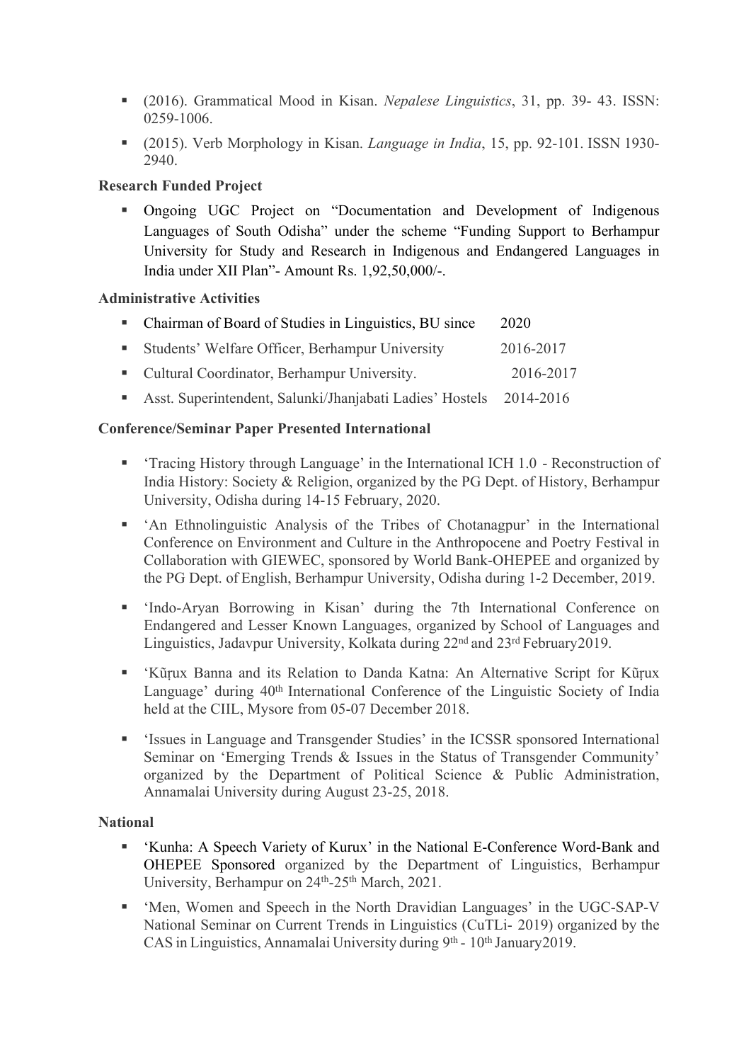- (2016). Grammatical Mood in Kisan. *Nepalese Linguistics*, 31, pp. 39- 43. ISSN: 0259-1006.
- (2015). Verb Morphology in Kisan. *Language in India*, 15, pp. 92-101. ISSN 1930-2940.

**Research Funded Project**

- Ongoing UGC Project on "Documentation and Development of Indigenous Languages of South Odisha" under the scheme "Funding Support to Berhampur University for Study and Research in Indigenous and Endangered Languages in India under XII Plan"- Amount Rs. 1,92,50,000/-.

**Administrative Activities**

- Chairman of Board of Studies in Linguistics, BU since 2020
- Students' Welfare Officer, Berhampur University 2016-2017
- Cultural Coordinator, Berhampur University. 2016-2017
- Asst. Superintendent, Salunki/Jhanjabati Ladies' Hostels 2014-2016

**Conference/Seminar Paper Presented International**

- 'Tracing History through Language' in the International ICH 1.0 - Reconstruction of India History: Society & Religion, organized by the PG Dept. of History, Berhampur University, Odisha during 14-15 February, 2020.
- 'An Ethnolinguistic Analysis of the Tribes of Chotanagpur' in the International Conference on Environment and Culture in the Anthropocene and Poetry Festival in Collaboration with GIEWEC, sponsored by World Bank-OHEPEE and organized by the PG Dept. of English, Berhampur University, Odisha during 1-2 December, 2019.
- 'Indo-Aryan Borrowing in Kisan' during the 7th International Conference on Endangered and Lesser Known Languages, organized by School of Languages and Linguistics, Jadavpur University, Kolkata during 22nd and 23rd February2019.
- 'Kũṛux Banna and its Relation to Danda Katna: An Alternative Script for Kũṛux Language' during 40th International Conference of the Linguistic Society of India held at the CIIL, Mysore from 05-07 December 2018.
- 'Issues in Language and Transgender Studies' in the ICSSR sponsored International Seminar on 'Emerging Trends & Issues in the Status of Transgender Community' organized by the Department of Political Science & Public Administration, Annamalai University during August 23-25, 2018.

**National**

- 'Kunha: A Speech Variety of Kurux' in the National E-Conference Word-Bank and OHEPEE Sponsored organized by the Department of Linguistics, Berhampur University, Berhampur on 24th-25th March, 2021.
- 'Men, Women and Speech in the North Dravidian Languages' in the UGC-SAP-V National Seminar on Current Trends in Linguistics (CuTLi- 2019) organized by the CAS in Linguistics, Annamalai University during 9th - 10th January2019.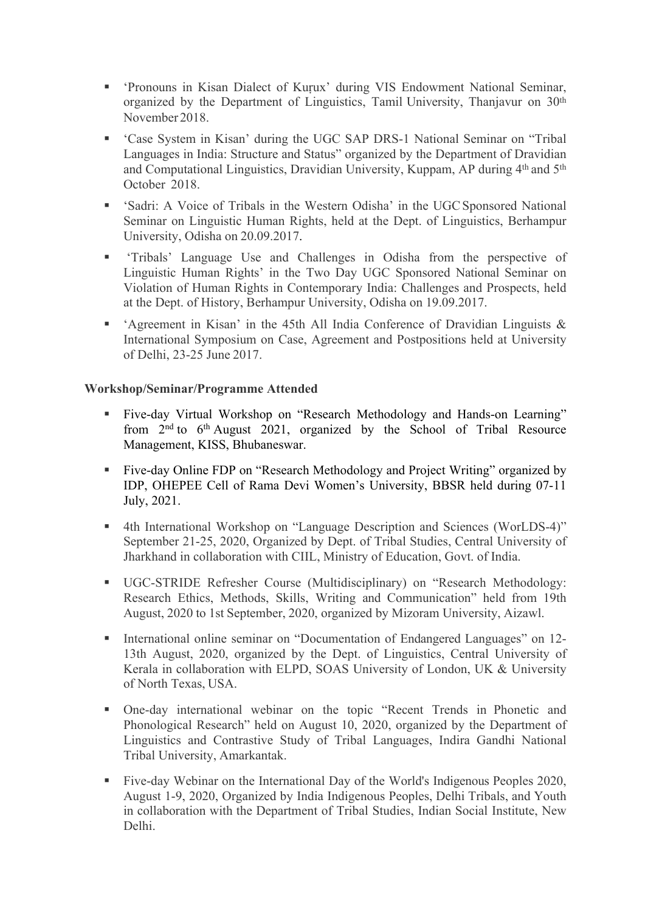- 'Pronouns in Kisan Dialect of Kuṛux' during VIS Endowment National Seminar, organized by the Department of Linguistics, Tamil University, Thanjavur on 30th November 2018.
- 'Case System in Kisan' during the UGC SAP DRS-1 National Seminar on "Tribal Languages in India: Structure and Status" organized by the Department of Dravidian and Computational Linguistics, Dravidian University, Kuppam, AP during 4th and 5th October 2018.
- 'Sadri: A Voice of Tribals in the Western Odisha' in the UGC Sponsored National Seminar on Linguistic Human Rights, held at the Dept. of Linguistics, Berhampur University, Odisha on 20.09.2017.
- 'Tribals' Language Use and Challenges in Odisha from the perspective of Linguistic Human Rights' in the Two Day UGC Sponsored National Seminar on Violation of Human Rights in Contemporary India: Challenges and Prospects, held at the Dept. of History, Berhampur University, Odisha on 19.09.2017.
- 'Agreement in Kisan' in the 45th All India Conference of Dravidian Linguists & International Symposium on Case, Agreement and Postpositions held at University of Delhi, 23-25 June 2017.

**Workshop/Seminar/Programme Attended**

- Five-day Virtual Workshop on "Research Methodology and Hands-on Learning" from 2nd to 6th August 2021, organized by the School of Tribal Resource Management, KISS, Bhubaneswar.
- Five-day Online FDP on "Research Methodology and Project Writing" organized by IDP, OHEPEE Cell of Rama Devi Women's University, BBSR held during 07-11 July, 2021.
- 4th International Workshop on "Language Description and Sciences (WorLDS-4)" September 21-25, 2020, Organized by Dept. of Tribal Studies, Central University of Jharkhand in collaboration with CIIL, Ministry of Education, Govt. of India.
- UGC-STRIDE Refresher Course (Multidisciplinary) on "Research Methodology: Research Ethics, Methods, Skills, Writing and Communication" held from 19th August, 2020 to 1st September, 2020, organized by Mizoram University, Aizawl.
- International online seminar on "Documentation of Endangered Languages" on 12-13th August, 2020, organized by the Dept. of Linguistics, Central University of Kerala in collaboration with ELPD, SOAS University of London, UK & University of North Texas, USA.
- One-day international webinar on the topic "Recent Trends in Phonetic and Phonological Research" held on August 10, 2020, organized by the Department of Linguistics and Contrastive Study of Tribal Languages, Indira Gandhi National Tribal University, Amarkantak.
- Five-day Webinar on the International Day of the World's Indigenous Peoples 2020, August 1-9, 2020, Organized by India Indigenous Peoples, Delhi Tribals, and Youth in collaboration with the Department of Tribal Studies, Indian Social Institute, New Delhi.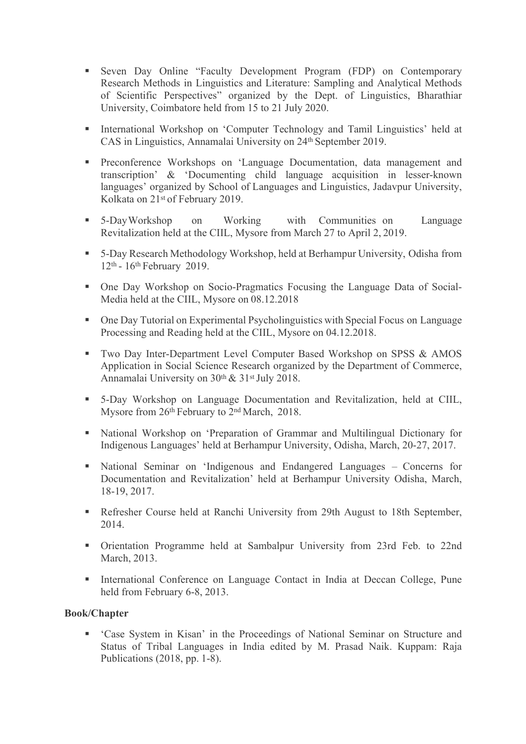- Seven Day Online "Faculty Development Program (FDP) on Contemporary Research Methods in Linguistics and Literature: Sampling and Analytical Methods of Scientific Perspectives" organized by the Dept. of Linguistics, Bharathiar University, Coimbatore held from 15 to 21 July 2020.
- International Workshop on 'Computer Technology and Tamil Linguistics' held at CAS in Linguistics, Annamalai University on 24th September 2019.
- Preconference Workshops on 'Language Documentation, data management and transcription' & 'Documenting child language acquisition in lesser-known languages' organized by School of Languages and Linguistics, Jadavpur University, Kolkata on 21st of February 2019.
- 5-Day Workshop on Working with Communities on Language Revitalization held at the CIIL, Mysore from March 27 to April 2, 2019.
- 5-Day Research Methodology Workshop, held at Berhampur University, Odisha from 12th - 16th February 2019.
- One Day Workshop on Socio-Pragmatics Focusing the Language Data of Social-Media held at the CIIL, Mysore on 08.12.2018
- One Day Tutorial on Experimental Psycholinguistics with Special Focus on Language Processing and Reading held at the CIIL, Mysore on 04.12.2018.
- Two Day Inter-Department Level Computer Based Workshop on SPSS & AMOS Application in Social Science Research organized by the Department of Commerce, Annamalai University on 30th & 31st July 2018.
- 5-Day Workshop on Language Documentation and Revitalization, held at CIIL, Mysore from 26th February to 2nd March, 2018.
- National Workshop on 'Preparation of Grammar and Multilingual Dictionary for Indigenous Languages' held at Berhampur University, Odisha, March, 20-27, 2017.
- National Seminar on 'Indigenous and Endangered Languages – Concerns for Documentation and Revitalization' held at Berhampur University Odisha, March, 18-19, 2017.
- Refresher Course held at Ranchi University from 29th August to 18th September, 2014.
- Orientation Programme held at Sambalpur University from 23rd Feb. to 22nd March, 2013.
- International Conference on Language Contact in India at Deccan College, Pune held from February 6-8, 2013.

**Book/Chapter**

- 'Case System in Kisan' in the Proceedings of National Seminar on Structure and Status of Tribal Languages in India edited by M. Prasad Naik. Kuppam: Raja Publications (2018, pp. 1-8).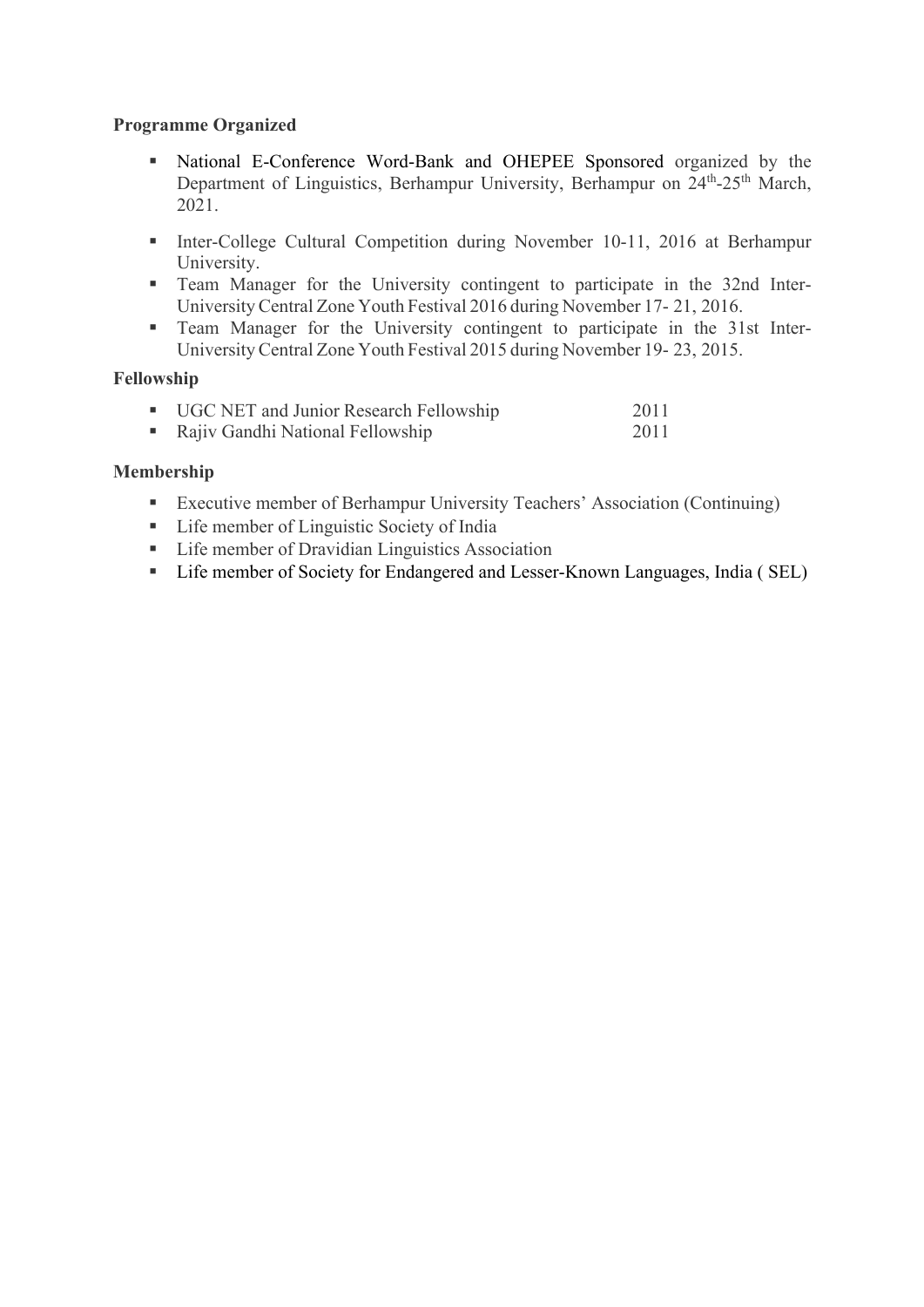**Programme Organized**

- National E-Conference Word-Bank and OHEPEE Sponsored organized by the Department of Linguistics, Berhampur University, Berhampur on 24th-25th March, 2021.

- Inter-College Cultural Competition during November 10-11, 2016 at Berhampur University.
- Team Manager for the University contingent to participate in the 32nd Inter-University Central Zone Youth Festival 2016 during November 17- 21, 2016.
- Team Manager for the University contingent to participate in the 31st Inter-University Central Zone Youth Festival 2015 during November 19- 23, 2015.

**Fellowship**

- UGC NET and Junior Research Fellowship 2011
- Rajiv Gandhi National Fellowship 2011

**Membership**

- Executive member of Berhampur University Teachers' Association (Continuing)
- Life member of Linguistic Society of India
- Life member of Dravidian Linguistics Association
- Life member of Society for Endangered and Lesser-Known Languages, India ( SEL)